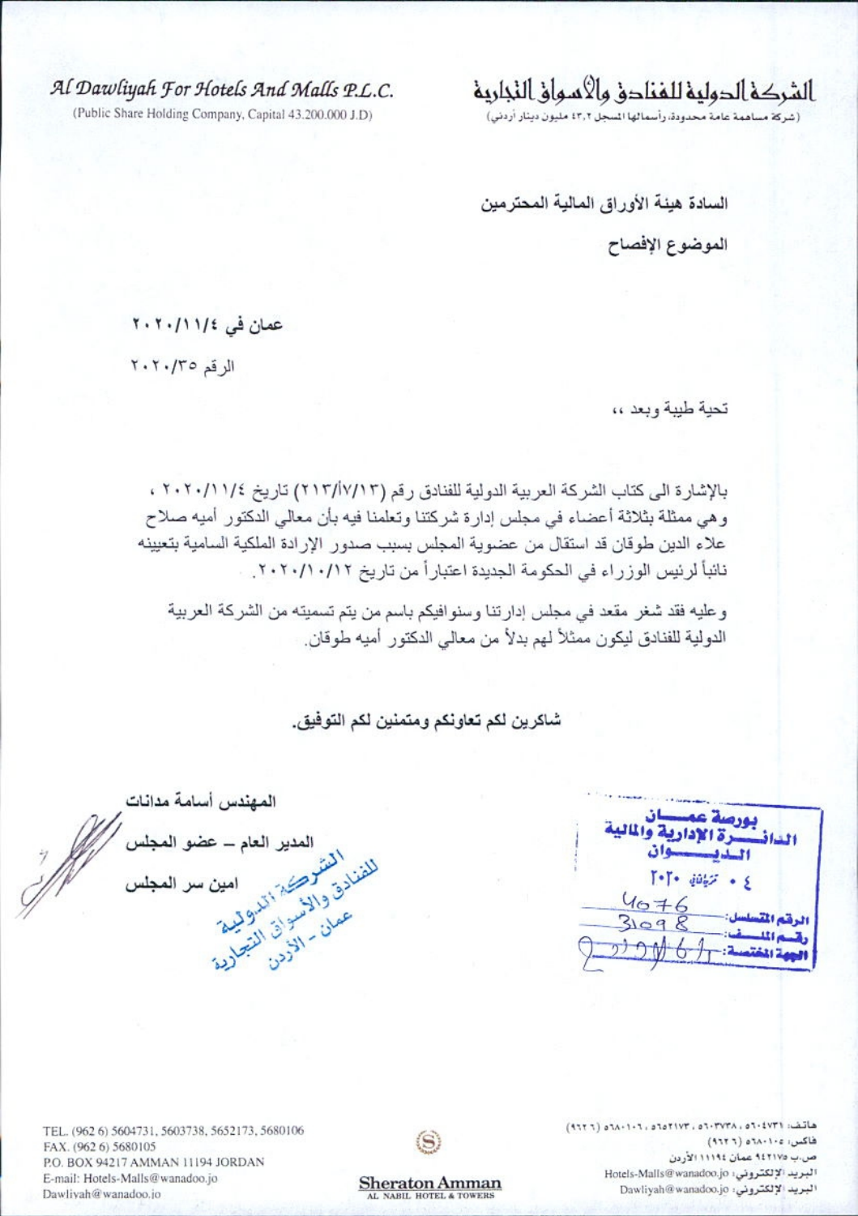Al Dawliyah For Hotels And Malls P.L.C.

(Public Share Holding Company, Capital 43.200.000 J.D)

الشركة الدولية للفنادق والأسواق التجارية

(شركة مساهمة عامة محدودة، رأسمالها المسجل ٤٣,٢ مليون دينار أردني)

السادة هيئة الأوراق المالية المحترمين

الموضوع الإفصاح

عمان في ٢٠٢٠/١١/٤

الرقم ٢٠٢٠/٣٥

تحية طيبة وبعد ،،

بالإشارة الى كتاب الشركة العربية الدولية للفنادق رقم (٢١٣/أ٧/١٣) تاريخ ٢٠٢٠/١١/٤ ، وهي ممثلة بثلاثة أعضاء في مجلس إدارة شركتنا وتعلمنا فيه بأن معالي الدكتور أميه صلاح علاء الدين طوقان قد استقال من عضوية المجلس بسبب صدور الإرادة الملكية السامية بتعيينه نائباً لرئيس الوزراء في الحكومة الجديدة اعتباراً من تاريخ ٢٠٢٠/١٠/١٢.

وعليه فقد شغر مقعد في مجلس إدارتنا وسنوافيكم باسم من يتم تسميته من الشركة العربية الدولية للفنادق ليكون ممثلاً لهم بدلاً من معالي الدكتور أميه طوقان.

شاكرين لكم تعاونكم ومتمنين لكم التوفيق.

المهندس أسامة مدانات

المدير العام – عضو المجلس

امين سر المجلس

الشركة الدولية للفنادق والأسواق التجارية عمان - الأردن

بورصة عمان
الدائـرة الإدارية والمالية
الديـوان
٤ تشرين الثاني ٢٠٢٠
الرقم المتسلسل: 4076
رقم الملف: 31098
الجهة المختصة:

TEL. (962 6) 5604731, 5603738, 5652173, 5680106
FAX. (962 6) 5680105
P.O. BOX 94217 AMMAN 11194 JORDAN
E-mail: Hotels-Malls@wanadoo.jo
Dawliyah@wanadoo.jo

Sheraton Amman
AL NABIL HOTEL & TOWERS

هاتف: ٥٦٠٤٧٣١ ، ٥٦٠٣٧٣٨ ، ٥٦٥٢١٧٣ ، ٥٦٨٠١٠٦ (٩٦٢ ٦)
فاكس: ٥٦٨٠١٠٥ (٩٦٢ ٦)
ص.ب ٩٤٢١٧ عمان ١١١٩٤ الأردن
البريد الإلكتروني: Hotels-Malls@wanadoo.jo
البريد الإلكتروني: Dawliyah@wanadoo.jo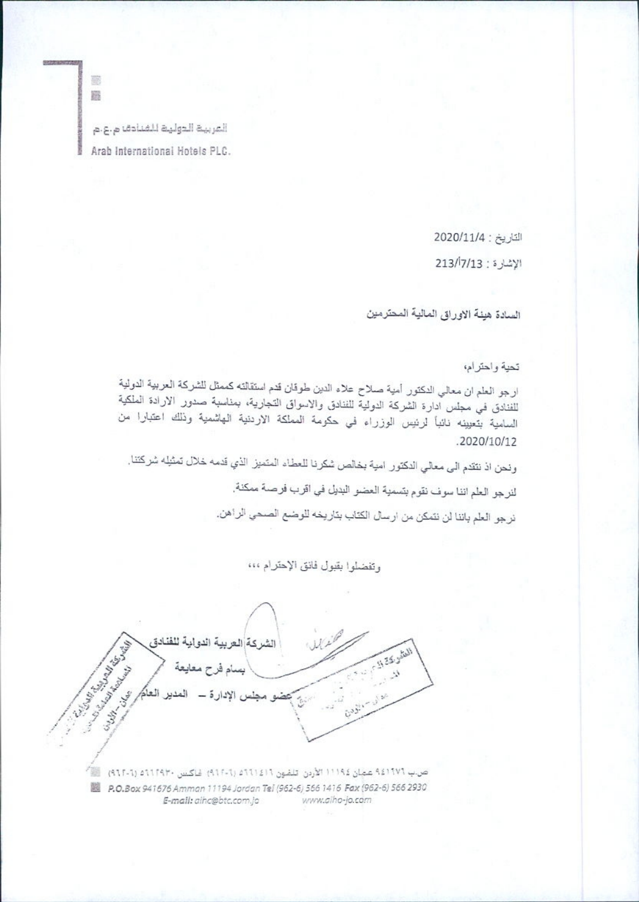العربية الدولية للفنادق م.ع.م

Arab International Hotels PLC.

التاريخ : 2020/11/4

الإشارة : 213/أ7/13

السادة هيئة الاوراق المالية المحترمين

تحية واحترام،

ارجو العلم ان معالي الدكتور أمية صلاح علاء الدين طوقان قدم استقالته كممثل للشركة العربية الدولية للفنادق في مجلس ادارة الشركة الدولية للفنادق والاسواق التجارية، بمناسبة صدور الارادة الملكية السامية بتعيينه نائباً لرئيس الوزراء في حكومة المملكة الاردنية الهاشمية وذلك اعتبارا من 2020/10/12.

ونحن اذ نتقدم الى معالي الدكتور امية بخالص شكرنا للعطاء المتميز الذي قدمه خلال تمثيله شركتنا.

لنرجو العلم اننا سوف نقوم بتسمية العضو البديل في اقرب فرصة ممكنة.

نرجو العلم باننا لن نتمكن من ارسال الكتاب بتاريخه للوضع الصحي الراهن.

وتفضلوا بقبول فائق الإحترام ،،،

الشركة العربية الدولية للفنادق

بسام فرح معايعة

عضو مجلس الإدارة – المدير العام

ص.ب ٩٤١٦٧٦ عمان ١١١٩٤ الأردن تلفون ٥٦٦١٤١٦ (٦-٩٦٢) فاكس ٥٦٦٢٩٣٠ (٦-٩٦٢)

P.O.Box 941676 Amman 11194 Jordan Tel (962-6) 566 1416 Fax (962-6) 566 2930

E-mail: aihc@btc.com.jo www.aiho-jo.com